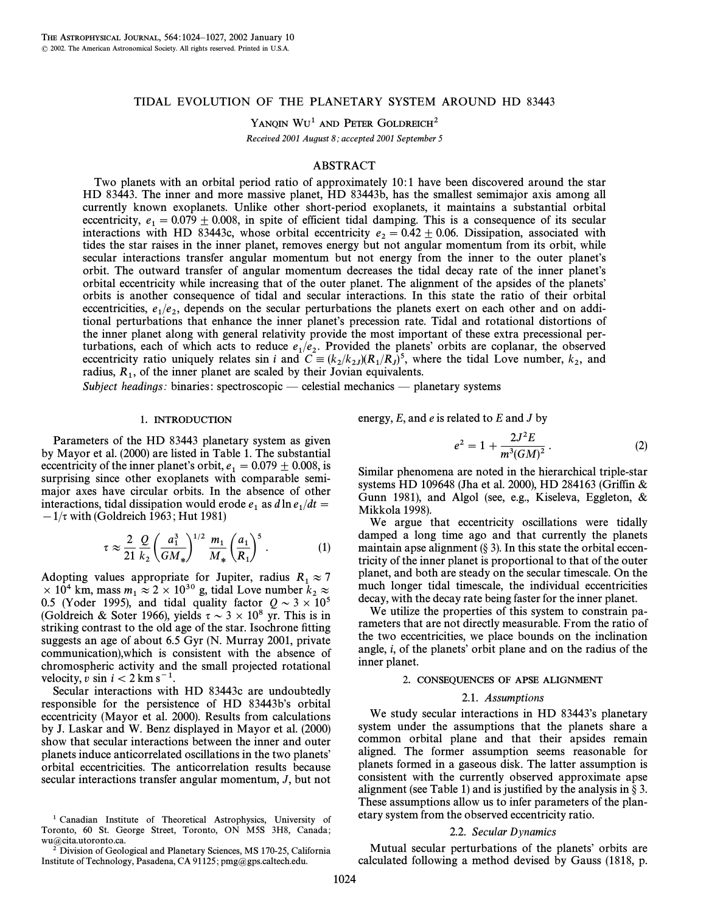# TIDAL EVOLUTION OF THE PLANETARY SYSTEM AROUND HD 83443

Yanqin Wu[1] and Peter Goldreich[2]

*Received 2001 August 8; accepted 2001 September 5*

## ABSTRACT

Two planets with an orbital period ratio of approximately 10:1 have been discovered around the star HD 83443. The inner and more massive planet, HD 83443b, has the smallest semimajor axis among all currently known exoplanets. Unlike other short-period exoplanets, it maintains a substantial orbital eccentricity, $e_1 = 0.079 \pm 0.008$, in spite of efficient tidal damping. This is a consequence of its secular interactions with HD 83443c, whose orbital eccentricity $e_2 = 0.42 \pm 0.06$. Dissipation, associated with tides the star raises in the inner planet, removes energy but not angular momentum from its orbit, while secular interactions transfer angular momentum but not energy from the inner to the outer planet's orbit. The outward transfer of angular momentum decreases the tidal decay rate of the inner planet's orbital eccentricity while increasing that of the outer planet. The alignment of the apsides of the planets' orbits is another consequence of tidal and secular interactions. In this state the ratio of their orbital eccentricities, $e_1/e_2$, depends on the secular perturbations the planets exert on each other and on additional perturbations that enhance the inner planet's precession rate. Tidal and rotational distortions of the inner planet along with general relativity provide the most important of these extra precessional perturbations, each of which acts to reduce $e_1/e_2$. Provided the planets' orbits are coplanar, the observed eccentricity ratio uniquely relates $\sin i$ and $C \equiv (k_2/k_{2J})(R_1/R_J)^5$, where the tidal Love number, $k_2$, and radius, $R_1$, of the inner planet are scaled by their Jovian equivalents.

*Subject headings:* binaries: spectroscopic — celestial mechanics — planetary systems

## 1. INTRODUCTION

Parameters of the HD 83443 planetary system as given by Mayor et al. (2000) are listed in Table 1. The substantial eccentricity of the inner planet's orbit, $e_1 = 0.079 \pm 0.008$, is surprising since other exoplanets with comparable semimajor axes have circular orbits. In the absence of other interactions, tidal dissipation would erode $e_1$ as $d\ln e_1/dt = -1/\tau$ with (Goldreich 1963; Hut 1981)

$$\tau \approx \frac{2}{21}\frac{Q}{k_2}\left(\frac{a_1^3}{GM_*}\right)^{1/2}\frac{m_1}{M_*}\left(\frac{a_1}{R_1}\right)^5 . \tag{1}$$

Adopting values appropriate for Jupiter, radius $R_1 \approx 7 \times 10^4$ km, mass $m_1 \approx 2 \times 10^{30}$ g, tidal Love number $k_2 \approx 0.5$ (Yoder 1995), and tidal quality factor $Q \sim 3 \times 10^5$ (Goldreich & Soter 1966), yields $\tau \sim 3 \times 10^8$ yr. This is in striking contrast to the old age of the star. Isochrone fitting suggests an age of about 6.5 Gyr (N. Murray 2001, private communication),which is consistent with the absence of chromospheric activity and the small projected rotational velocity, $v \sin i < 2\ \mathrm{km\ s^{-1}}$.

Secular interactions with HD 83443c are undoubtedly responsible for the persistence of HD 83443b's orbital eccentricity (Mayor et al. 2000). Results from calculations by J. Laskar and W. Benz displayed in Mayor et al. (2000) show that secular interactions between the inner and outer planets induce anticorrelated oscillations in the two planets' orbital eccentricities. The anticorrelation results because secular interactions transfer angular momentum, $J$, but not energy, $E$, and $e$ is related to $E$ and $J$ by

$$e^2 = 1 + \frac{2J^2E}{m^3(GM)^2} . \tag{2}$$

Similar phenomena are noted in the hierarchical triple-star systems HD 109648 (Jha et al. 2000), HD 284163 (Griffin & Gunn 1981), and Algol (see, e.g., Kiseleva, Eggleton, & Mikkola 1998).

We argue that eccentricity oscillations were tidally damped a long time ago and that currently the planets maintain apse alignment (§ 3). In this state the orbital eccentricity of the inner planet is proportional to that of the outer planet, and both are steady on the secular timescale. On the much longer tidal timescale, the individual eccentricities decay, with the decay rate being faster for the inner planet.

We utilize the properties of this system to constrain parameters that are not directly measurable. From the ratio of the two eccentricities, we place bounds on the inclination angle, $i$, of the planets' orbit plane and on the radius of the inner planet.

## 2. CONSEQUENCES OF APSE ALIGNMENT

### 2.1. *Assumptions*

We study secular interactions in HD 83443's planetary system under the assumptions that the planets share a common orbital plane and that their apsides remain aligned. The former assumption seems reasonable for planets formed in a gaseous disk. The latter assumption is consistent with the currently observed approximate apse alignment (see Table 1) and is justified by the analysis in § 3. These assumptions allow us to infer parameters of the planetary system from the observed eccentricity ratio.

### 2.2. *Secular Dynamics*

Mutual secular perturbations of the planets' orbits are calculated following a method devised by Gauss (1818, p.

---

[1] Canadian Institute of Theoretical Astrophysics, University of Toronto, 60 St. George Street, Toronto, ON M5S 3H8, Canada; wu@cita.utoronto.ca.

[2] Division of Geological and Planetary Sciences, MS 170-25, California Institute of Technology, Pasadena, CA 91125; pmg@gps.caltech.edu.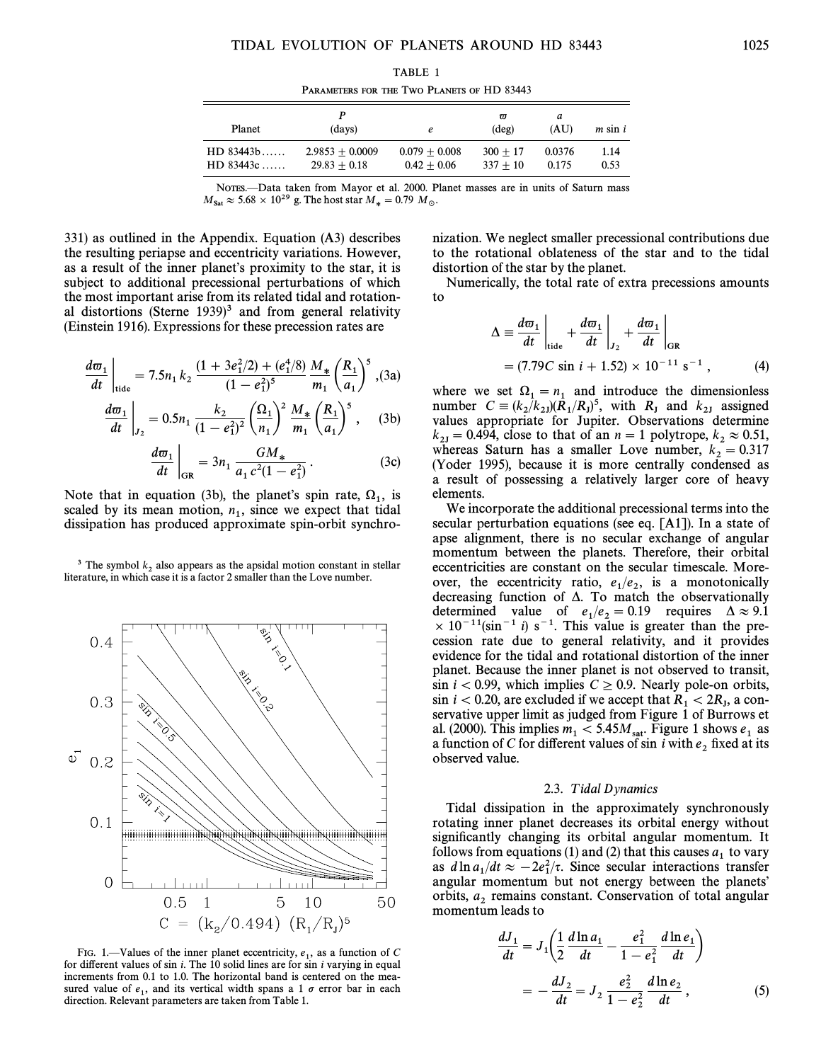TABLE 1

Parameters for the Two Planets of HD 83443

| Planet | $P$ (days) | $e$ | $\varpi$ (deg) | $a$ (AU) | $m \sin i$ |
|---|---|---|---|---|---|
| HD 83443b ...... | 2.9853 ± 0.0009 | 0.079 ± 0.008 | 300 ± 17 | 0.0376 | 1.14 |
| HD 83443c ...... | 29.83 ± 0.18 | 0.42 ± 0.06 | 337 ± 10 | 0.175 | 0.53 |

Notes.—Data taken from Mayor et al. 2000. Planet masses are in units of Saturn mass $M_{\rm Sat} \approx 5.68 \times 10^{29}$ g. The host star $M_* = 0.79\ M_\odot$.

331) as outlined in the Appendix. Equation (A3) describes the resulting periapse and eccentricity variations. However, as a result of the inner planet's proximity to the star, it is subject to additional precessional perturbations of which the most important arise from its related tidal and rotational distortions (Sterne 1939)[3] and from general relativity (Einstein 1916). Expressions for these precession rates are

$$\left.\frac{d\varpi_1}{dt}\right|_{\rm tide} = 7.5 n_1 k_2 \frac{(1 + 3e_1^2/2) + (e_1^4/8)}{(1 - e_1^2)^5} \frac{M_*}{m_1} \left(\frac{R_1}{a_1}\right)^5 , \quad (3a)$$

$$\left.\frac{d\varpi_1}{dt}\right|_{J_2} = 0.5 n_1 \frac{k_2}{(1 - e_1^2)^2} \left(\frac{\Omega_1}{n_1}\right)^2 \frac{M_*}{m_1} \left(\frac{R_1}{a_1}\right)^5 , \quad (3b)$$

$$\left.\frac{d\varpi_1}{dt}\right|_{\rm GR} = 3 n_1 \frac{G M_*}{a_1 c^2 (1 - e_1^2)} . \quad (3c)$$

Note that in equation (3b), the planet's spin rate, $\Omega_1$, is scaled by its mean motion, $n_1$, since we expect that tidal dissipation has produced approximate spin-orbit synchronization. We neglect smaller precessional contributions due to the rotational oblateness of the star and to the tidal distortion of the star by the planet.

[3] The symbol $k_2$ also appears as the apsidal motion constant in stellar literature, in which case it is a factor 2 smaller than the Love number.

Fig. 1.—Values of the inner planet eccentricity, $e_1$, as a function of $C$ for different values of $\sin i$. The 10 solid lines are for $\sin i$ varying in equal increments from 0.1 to 1.0. The horizontal band is centered on the measured value of $e_1$, and its vertical width spans a 1 $\sigma$ error bar in each direction. Relevant parameters are taken from Table 1.

Numerically, the total rate of extra precessions amounts to

$$\Delta \equiv \left.\frac{d\varpi_1}{dt}\right|_{\rm tide} + \left.\frac{d\varpi_1}{dt}\right|_{J_2} + \left.\frac{d\varpi_1}{dt}\right|_{\rm GR} = (7.79 C \sin i + 1.52) \times 10^{-11}\ {\rm s}^{-1} , \quad (4)$$

where we set $\Omega_1 = n_1$ and introduce the dimensionless number $C \equiv (k_2/k_{2J})(R_1/R_J)^5$, with $R_J$ and $k_{2J}$ assigned values appropriate for Jupiter. Observations determine $k_{2J} = 0.494$, close to that of an $n = 1$ polytrope, $k_2 \approx 0.51$, whereas Saturn has a smaller Love number, $k_2 = 0.317$ (Yoder 1995), because it is more centrally condensed as a result of possessing a relatively larger core of heavy elements.

We incorporate the additional precessional terms into the secular perturbation equations (see eq. [A1]). In a state of apse alignment, there is no secular exchange of angular momentum between the planets. Therefore, their orbital eccentricities are constant on the secular timescale. Moreover, the eccentricity ratio, $e_1/e_2$, is a monotonically decreasing function of $\Delta$. To match the observationally determined value of $e_1/e_2 = 0.19$ requires $\Delta \approx 9.1 \times 10^{-11} (\sin^{-1} i)\ {\rm s}^{-1}$. This value is greater than the precession rate due to general relativity, and it provides evidence for the tidal and rotational distortion of the inner planet. Because the inner planet is not observed to transit, $\sin i < 0.99$, which implies $C \geq 0.9$. Nearly pole-on orbits, $\sin i < 0.20$, are excluded if we accept that $R_1 < 2R_J$, a conservative upper limit as judged from Figure 1 of Burrows et al. (2000). This implies $m_1 < 5.45 M_{\rm sat}$. Figure 1 shows $e_1$ as a function of $C$ for different values of $\sin i$ with $e_2$ fixed at its observed value.

### 2.3. *Tidal Dynamics*

Tidal dissipation in the approximately synchronously rotating inner planet decreases its orbital energy without significantly changing its orbital angular momentum. It follows from equations (1) and (2) that this causes $a_1$ to vary as $d \ln a_1/dt \approx -2e_1^2/\tau$. Since secular interactions transfer angular momentum but not energy between the planets' orbits, $a_2$ remains constant. Conservation of total angular momentum leads to

$$\frac{dJ_1}{dt} = J_1 \left(\frac{1}{2}\frac{d \ln a_1}{dt} - \frac{e_1^2}{1 - e_1^2}\frac{d \ln e_1}{dt}\right) = -\frac{dJ_2}{dt} = J_2 \frac{e_2^2}{1 - e_2^2}\frac{d \ln e_2}{dt} , \quad (5)$$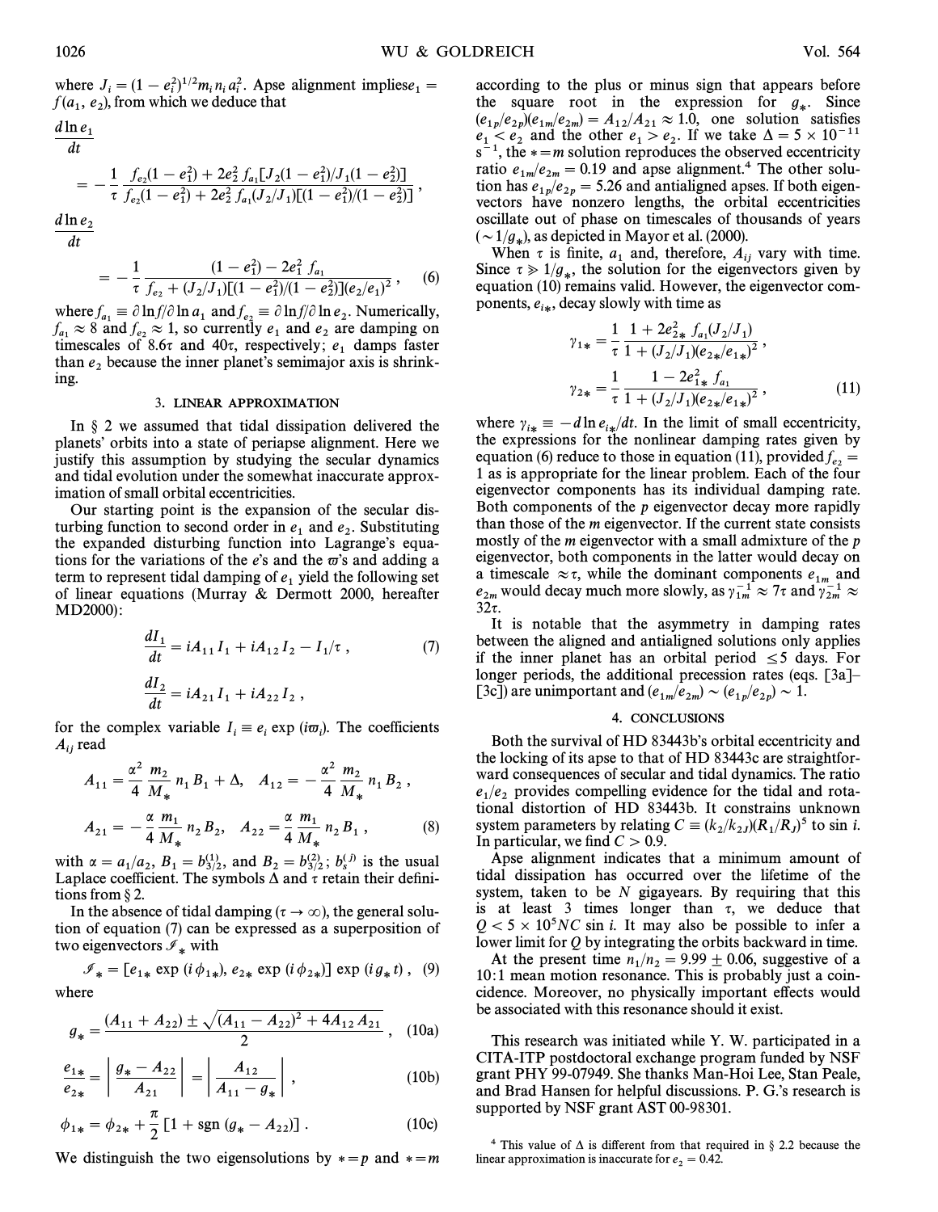where $J_i = (1 - e_i^2)^{1/2} m_i n_i a_i^2$. Apse alignment implies $e_1 = f(a_1, e_2)$, from which we deduce that

$$\frac{d \ln e_1}{dt} = -\frac{1}{\tau} \frac{f_{e_2}(1 - e_1^2) + 2e_2^2 f_{a_1}[J_2(1 - e_1^2)/J_1(1 - e_2^2)]}{f_{e_2}(1 - e_1^2) + 2e_2^2 f_{a_1}(J_2/J_1)[(1 - e_1^2)/(1 - e_2^2)]},$$

$$\frac{d \ln e_2}{dt} = -\frac{1}{\tau} \frac{(1 - e_1^2) - 2e_1^2 f_{a_1}}{f_{e_2} + (J_2/J_1)[(1 - e_1^2)/(1 - e_2^2)](e_2/e_1)^2}, \quad (6)$$

where $f_{a_1} \equiv \partial \ln f / \partial \ln a_1$ and $f_{e_2} \equiv \partial \ln f / \partial \ln e_2$. Numerically, $f_{a_1} \approx 8$ and $f_{e_2} \approx 1$, so currently $e_1$ and $e_2$ are damping on timescales of $8.6\tau$ and $40\tau$, respectively; $e_1$ damps faster than $e_2$ because the inner planet's semimajor axis is shrinking.

## 3. LINEAR APPROXIMATION

In § 2 we assumed that tidal dissipation delivered the planets' orbits into a state of periapse alignment. Here we justify this assumption by studying the secular dynamics and tidal evolution under the somewhat inaccurate approximation of small orbital eccentricities.

Our starting point is the expansion of the secular disturbing function to second order in $e_1$ and $e_2$. Substituting the expanded disturbing function into Lagrange's equations for the variations of the $e$'s and the $\varpi$'s and adding a term to represent tidal damping of $e_1$ yield the following set of linear equations (Murray & Dermott 2000, hereafter MD2000):

$$\frac{dI_1}{dt} = iA_{11}I_1 + iA_{12}I_2 - I_1/\tau, \quad (7)$$

$$\frac{dI_2}{dt} = iA_{21}I_1 + iA_{22}I_2,$$

for the complex variable $I_i \equiv e_i \exp(i\varpi_i)$. The coefficients $A_{ij}$ read

$$A_{11} = \frac{\alpha^2}{4} \frac{m_2}{M_*} n_1 B_1 + \Delta, \quad A_{12} = -\frac{\alpha^2}{4} \frac{m_2}{M_*} n_1 B_2,$$

$$A_{21} = -\frac{\alpha}{4} \frac{m_1}{M_*} n_2 B_2, \quad A_{22} = \frac{\alpha}{4} \frac{m_1}{M_*} n_2 B_1, \quad (8)$$

with $\alpha = a_1/a_2$, $B_1 = b_{3/2}^{(1)}$, and $B_2 = b_{3/2}^{(2)}$; $b_s^{(j)}$ is the usual Laplace coefficient. The symbols $\Delta$ and $\tau$ retain their definitions from § 2.

In the absence of tidal damping ($\tau \to \infty$), the general solution of equation (7) can be expressed as a superposition of two eigenvectors $\mathscr{I}_*$ with

$$\mathscr{I}_* = [e_{1*} \exp(i\phi_{1*}), e_{2*} \exp(i\phi_{2*})] \exp(ig_* t), \quad (9)$$

where

$$g_* = \frac{(A_{11} + A_{22}) \pm \sqrt{(A_{11} - A_{22})^2 + 4A_{12}A_{21}}}{2}, \quad (10a)$$

$$\frac{e_{1*}}{e_{2*}} = \left| \frac{g_* - A_{22}}{A_{21}} \right| = \left| \frac{A_{12}}{A_{11} - g_*} \right|, \quad (10b)$$

$$\phi_{1*} = \phi_{2*} + \frac{\pi}{2}[1 + \mathrm{sgn}(g_* - A_{22})]. \quad (10c)$$

We distinguish the two eigensolutions by $* = p$ and $* = m$ according to the plus or minus sign that appears before the square root in the expression for $g_*$. Since $(e_{1p}/e_{2p})(e_{1m}/e_{2m}) = A_{12}/A_{21} \approx 1.0$, one solution satisfies $e_1 < e_2$ and the other $e_1 > e_2$. If we take $\Delta = 5 \times 10^{-11}$ s$^{-1}$, the $* = m$ solution reproduces the observed eccentricity ratio $e_{1m}/e_{2m} = 0.19$ and apse alignment.[4] The other solution has $e_{1p}/e_{2p} = 5.26$ and antialigned apses. If both eigenvectors have nonzero lengths, the orbital eccentricities oscillate out of phase on timescales of thousands of years ($\sim 1/g_*$), as depicted in Mayor et al. (2000).

When $\tau$ is finite, $a_1$ and, therefore, $A_{ij}$ vary with time. Since $\tau \gg 1/g_*$, the solution for the eigenvectors given by equation (10) remains valid. However, the eigenvector components, $e_{i*}$, decay slowly with time as

$$\gamma_{1*} = \frac{1}{\tau} \frac{1 + 2e_{2*}^2 f_{a_1}(J_2/J_1)}{1 + (J_2/J_1)(e_{2*}/e_{1*})^2},$$

$$\gamma_{2*} = \frac{1}{\tau} \frac{1 - 2e_{1*}^2 f_{a_1}}{1 + (J_2/J_1)(e_{2*}/e_{1*})^2}, \quad (11)$$

where $\gamma_{i*} \equiv -d \ln e_{i*}/dt$. In the limit of small eccentricity, the expressions for the nonlinear damping rates given by equation (6) reduce to those in equation (11), provided $f_{e_2} = 1$ as is appropriate for the linear problem. Each of the four eigenvector components has its individual damping rate. Both components of the $p$ eigenvector decay more rapidly than those of the $m$ eigenvector. If the current state consists mostly of the $m$ eigenvector with a small admixture of the $p$ eigenvector, both components in the latter would decay on a timescale $\approx \tau$, while the dominant components $e_{1m}$ and $e_{2m}$ would decay much more slowly, as $\gamma_{1m}^{-1} \approx 7\tau$ and $\gamma_{2m}^{-1} \approx 32\tau$.

It is notable that the asymmetry in damping rates between the aligned and antialigned solutions only applies if the inner planet has an orbital period $\lesssim 5$ days. For longer periods, the additional precession rates (eqs. [3a]–[3c]) are unimportant and $(e_{1m}/e_{2m}) \sim (e_{1p}/e_{2p}) \sim 1$.

## 4. CONCLUSIONS

Both the survival of HD 83443b's orbital eccentricity and the locking of its apse to that of HD 83443c are straightforward consequences of secular and tidal dynamics. The ratio $e_1/e_2$ provides compelling evidence for the tidal and rotational distortion of HD 83443b. It constrains unknown system parameters by relating $C \equiv (k_2/k_{2J})(R_1/R_J)^5$ to $\sin i$. In particular, we find $C > 0.9$.

Apse alignment indicates that a minimum amount of tidal dissipation has occurred over the lifetime of the system, taken to be $N$ gigayears. By requiring that this is at least 3 times longer than $\tau$, we deduce that $Q < 5 \times 10^5 NC \sin i$. It may also be possible to infer a lower limit for $Q$ by integrating the orbits backward in time.

At the present time $n_1/n_2 = 9.99 \pm 0.06$, suggestive of a 10:1 mean motion resonance. This is probably just a coincidence. Moreover, no physically important effects would be associated with this resonance should it exist.

This research was initiated while Y. W. participated in a CITA-ITP postdoctoral exchange program funded by NSF grant PHY 99-07949. She thanks Man-Hoi Lee, Stan Peale, and Brad Hansen for helpful discussions. P. G.'s research is supported by NSF grant AST 00-98301.

[4] This value of $\Delta$ is different from that required in § 2.2 because the linear approximation is inaccurate for $e_2 = 0.42$.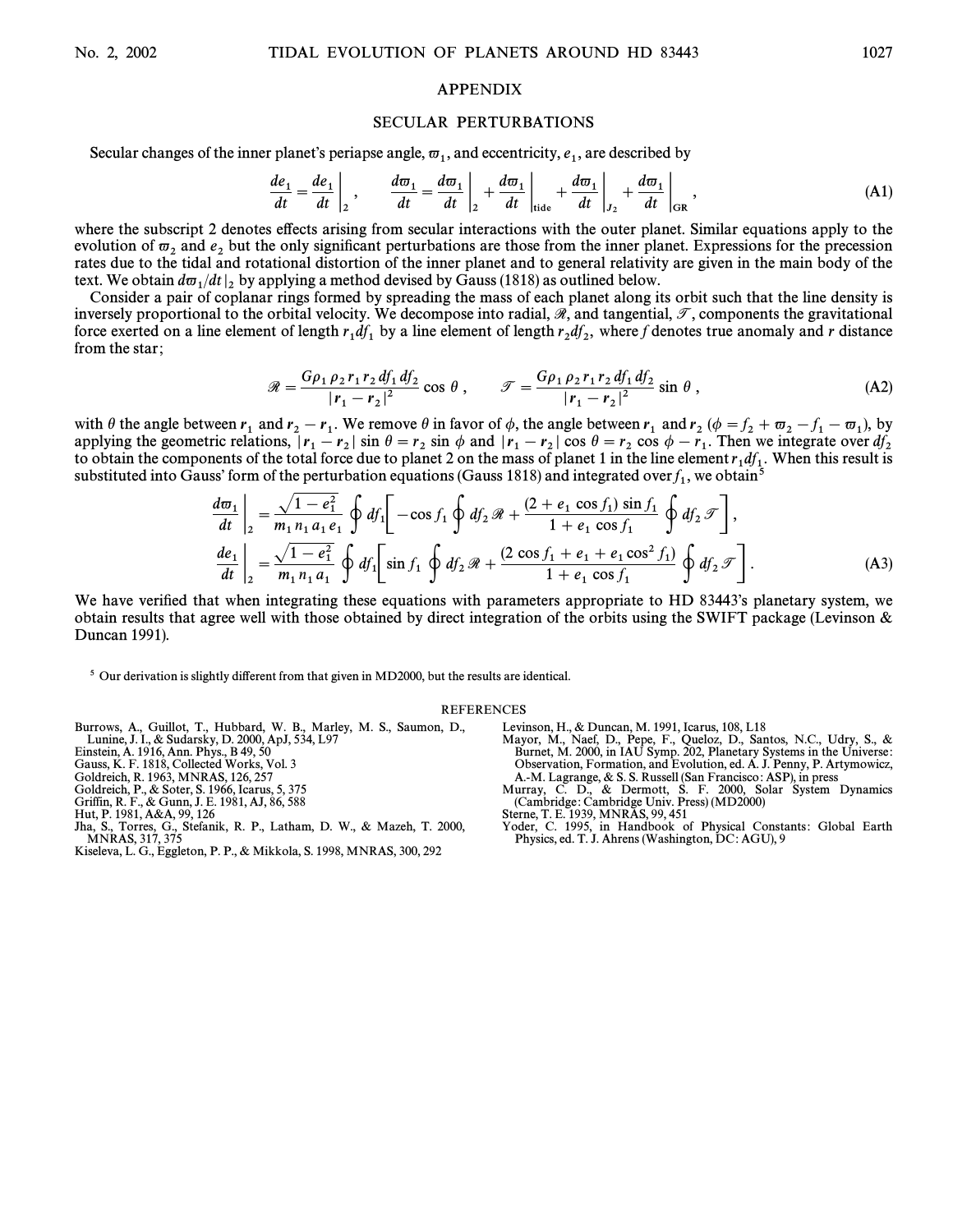## APPENDIX

### SECULAR PERTURBATIONS

Secular changes of the inner planet's periapse angle, $\varpi_1$, and eccentricity, $e_1$, are described by

$$\frac{de_1}{dt} = \left.\frac{de_1}{dt}\right|_2 , \qquad \frac{d\varpi_1}{dt} = \left.\frac{d\varpi_1}{dt}\right|_2 + \left.\frac{d\varpi_1}{dt}\right|_{\rm tide} + \left.\frac{d\varpi_1}{dt}\right|_{J_2} + \left.\frac{d\varpi_1}{dt}\right|_{\rm GR} , \tag{A1}$$

where the subscript 2 denotes effects arising from secular interactions with the outer planet. Similar equations apply to the evolution of $\varpi_2$ and $e_2$ but the only significant perturbations are those from the inner planet. Expressions for the precession rates due to the tidal and rotational distortion of the inner planet and to general relativity are given in the main body of the text. We obtain $d\varpi_1/dt|_2$ by applying a method devised by Gauss (1818) as outlined below.

Consider a pair of coplanar rings formed by spreading the mass of each planet along its orbit such that the line density is inversely proportional to the orbital velocity. We decompose into radial, $\mathscr{R}$, and tangential, $\mathscr{T}$, components the gravitational force exerted on a line element of length $r_1 df_1$ by a line element of length $r_2 df_2$, where $f$ denotes true anomaly and $r$ distance from the star;

$$\mathscr{R} = \frac{G\rho_1 \rho_2 r_1 r_2 \, df_1 \, df_2}{|\mathbf{r}_1 - \mathbf{r}_2|^2} \cos\theta , \qquad \mathscr{T} = \frac{G\rho_1 \rho_2 r_1 r_2 \, df_1 \, df_2}{|\mathbf{r}_1 - \mathbf{r}_2|^2} \sin\theta , \tag{A2}$$

with $\theta$ the angle between $\mathbf{r}_1$ and $\mathbf{r}_2 - \mathbf{r}_1$. We remove $\theta$ in favor of $\phi$, the angle between $\mathbf{r}_1$ and $\mathbf{r}_2$ ($\phi = f_2 + \varpi_2 - f_1 - \varpi_1$), by applying the geometric relations, $|\mathbf{r}_1 - \mathbf{r}_2| \sin\theta = r_2 \sin\phi$ and $|\mathbf{r}_1 - \mathbf{r}_2| \cos\theta = r_2 \cos\phi - r_1$. Then we integrate over $df_2$ to obtain the components of the total force due to planet 2 on the mass of planet 1 in the line element $r_1 df_1$. When this result is substituted into Gauss' form of the perturbation equations (Gauss 1818) and integrated over $f_1$, we obtain[5]

$$\left.\frac{d\varpi_1}{dt}\right|_2 = \frac{\sqrt{1-e_1^2}}{m_1 n_1 a_1 e_1} \oint df_1 \left[ -\cos f_1 \oint df_2 \, \mathscr{R} + \frac{(2 + e_1 \cos f_1)\sin f_1}{1 + e_1 \cos f_1} \oint df_2 \, \mathscr{T} \right] ,$$

$$\left.\frac{de_1}{dt}\right|_2 = \frac{\sqrt{1-e_1^2}}{m_1 n_1 a_1} \oint df_1 \left[ \sin f_1 \oint df_2 \, \mathscr{R} + \frac{(2\cos f_1 + e_1 + e_1 \cos^2 f_1)}{1 + e_1 \cos f_1} \oint df_2 \, \mathscr{T} \right] . \tag{A3}$$

We have verified that when integrating these equations with parameters appropriate to HD 83443's planetary system, we obtain results that agree well with those obtained by direct integration of the orbits using the SWIFT package (Levinson & Duncan 1991).

[5] Our derivation is slightly different from that given in MD2000, but the results are identical.

## REFERENCES

Burrows, A., Guillot, T., Hubbard, W. B., Marley, M. S., Saumon, D., Lunine, J. I., & Sudarsky, D. 2000, ApJ, 534, L97

Einstein, A. 1916, Ann. Phys., B 49, 50

Gauss, K. F. 1818, Collected Works, Vol. 3

Goldreich, R. 1963, MNRAS, 126, 257

Goldreich, P., & Soter, S. 1966, Icarus, 5, 375

Griffin, R. F., & Gunn, J. E. 1981, AJ, 86, 588

Hut, P. 1981, A&A, 99, 126

Jha, S., Torres, G., Stefanik, R. P., Latham, D. W., & Mazeh, T. 2000, MNRAS, 317, 375

Kiseleva, L. G., Eggleton, P. P., & Mikkola, S. 1998, MNRAS, 300, 292

Levinson, H., & Duncan, M. 1991, Icarus, 108, L18

Mayor, M., Naef, D., Pepe, F., Queloz, D., Santos, N.C., Udry, S., & Burnet, M. 2000, in IAU Symp. 202, Planetary Systems in the Universe: Observation, Formation, and Evolution, ed. A. J. Penny, P. Artymowicz, A.-M. Lagrange, & S. S. Russell (San Francisco: ASP), in press

Murray, C. D., & Dermott, S. F. 2000, Solar System Dynamics (Cambridge: Cambridge Univ. Press) (MD2000)

Sterne, T. E. 1939, MNRAS, 99, 451

Yoder, C. 1995, in Handbook of Physical Constants: Global Earth Physics, ed. T. J. Ahrens (Washington, DC: AGU), 9